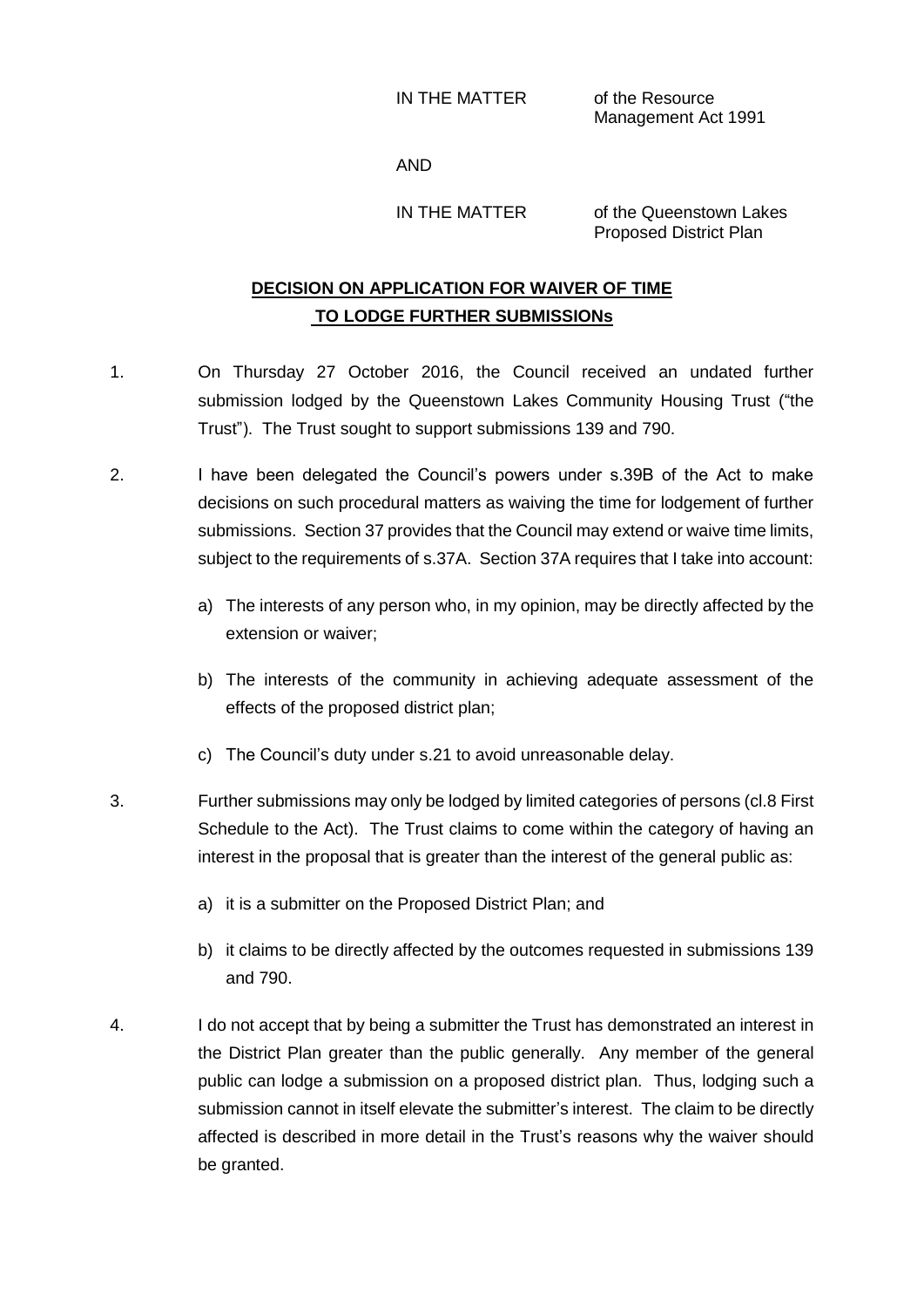IN THE MATTER of the Resource Management Act 1991

AND

IN THE MATTER of the Queenstown Lakes Proposed District Plan

**DECISION ON APPLICATION FOR WAIVER OF TIME TO LODGE FURTHER SUBMISSIONs**

1. On Thursday 27 October 2016, the Council received an undated further submission lodged by the Queenstown Lakes Community Housing Trust ("the Trust"). The Trust sought to support submissions 139 and 790.

2. I have been delegated the Council's powers under s.39B of the Act to make decisions on such procedural matters as waiving the time for lodgement of further submissions. Section 37 provides that the Council may extend or waive time limits, subject to the requirements of s.37A. Section 37A requires that I take into account:

   a) The interests of any person who, in my opinion, may be directly affected by the extension or waiver;

   b) The interests of the community in achieving adequate assessment of the effects of the proposed district plan;

   c) The Council's duty under s.21 to avoid unreasonable delay.

3. Further submissions may only be lodged by limited categories of persons (cl.8 First Schedule to the Act). The Trust claims to come within the category of having an interest in the proposal that is greater than the interest of the general public as:

   a) it is a submitter on the Proposed District Plan; and

   b) it claims to be directly affected by the outcomes requested in submissions 139 and 790.

4. I do not accept that by being a submitter the Trust has demonstrated an interest in the District Plan greater than the public generally. Any member of the general public can lodge a submission on a proposed district plan. Thus, lodging such a submission cannot in itself elevate the submitter's interest. The claim to be directly affected is described in more detail in the Trust's reasons why the waiver should be granted.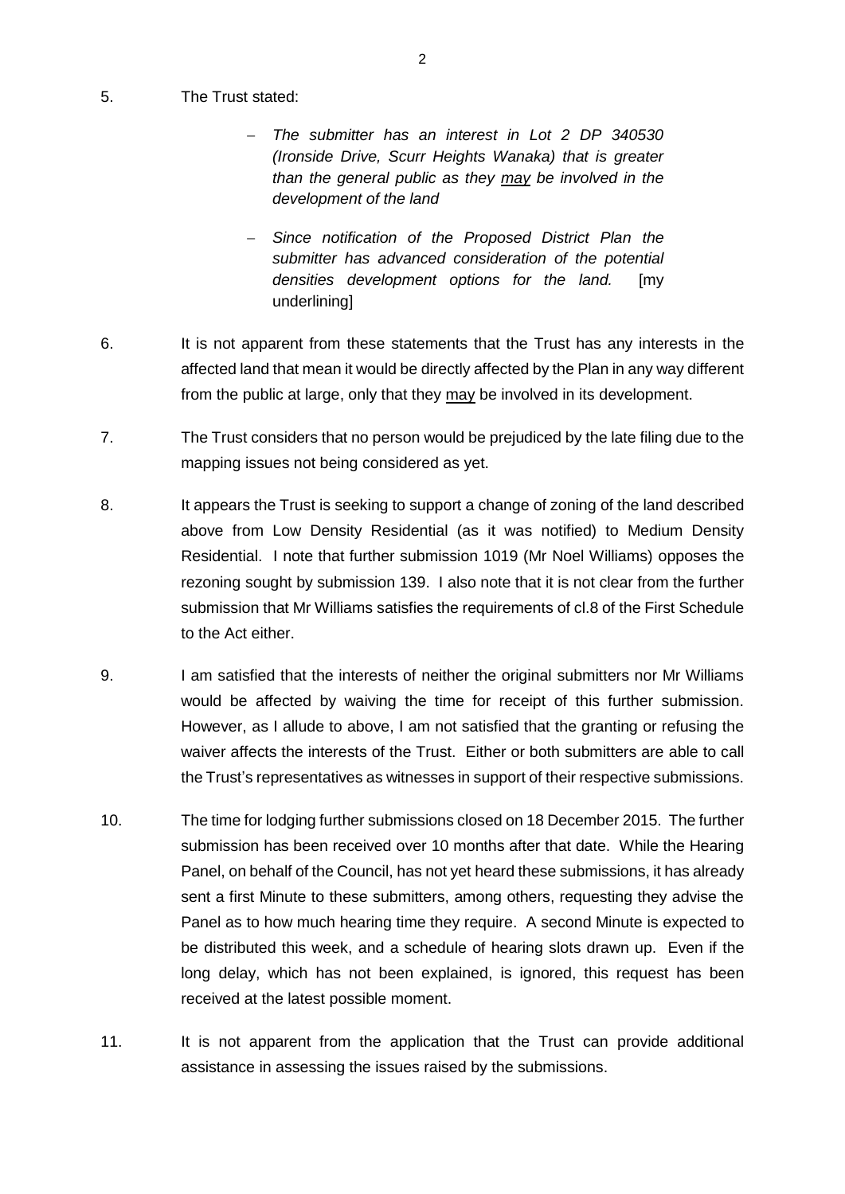5. The Trust stated:

   - *The submitter has an interest in Lot 2 DP 340530 (Ironside Drive, Scurr Heights Wanaka) that is greater than the general public as they <u>may</u> be involved in the development of the land*

   - *Since notification of the Proposed District Plan the submitter has advanced consideration of the potential densities development options for the land.* [my underlining]

6. It is not apparent from these statements that the Trust has any interests in the affected land that mean it would be directly affected by the Plan in any way different from the public at large, only that they <u>may</u> be involved in its development.

7. The Trust considers that no person would be prejudiced by the late filing due to the mapping issues not being considered as yet.

8. It appears the Trust is seeking to support a change of zoning of the land described above from Low Density Residential (as it was notified) to Medium Density Residential. I note that further submission 1019 (Mr Noel Williams) opposes the rezoning sought by submission 139. I also note that it is not clear from the further submission that Mr Williams satisfies the requirements of cl.8 of the First Schedule to the Act either.

9. I am satisfied that the interests of neither the original submitters nor Mr Williams would be affected by waiving the time for receipt of this further submission. However, as I allude to above, I am not satisfied that the granting or refusing the waiver affects the interests of the Trust. Either or both submitters are able to call the Trust's representatives as witnesses in support of their respective submissions.

10. The time for lodging further submissions closed on 18 December 2015. The further submission has been received over 10 months after that date. While the Hearing Panel, on behalf of the Council, has not yet heard these submissions, it has already sent a first Minute to these submitters, among others, requesting they advise the Panel as to how much hearing time they require. A second Minute is expected to be distributed this week, and a schedule of hearing slots drawn up. Even if the long delay, which has not been explained, is ignored, this request has been received at the latest possible moment.

11. It is not apparent from the application that the Trust can provide additional assistance in assessing the issues raised by the submissions.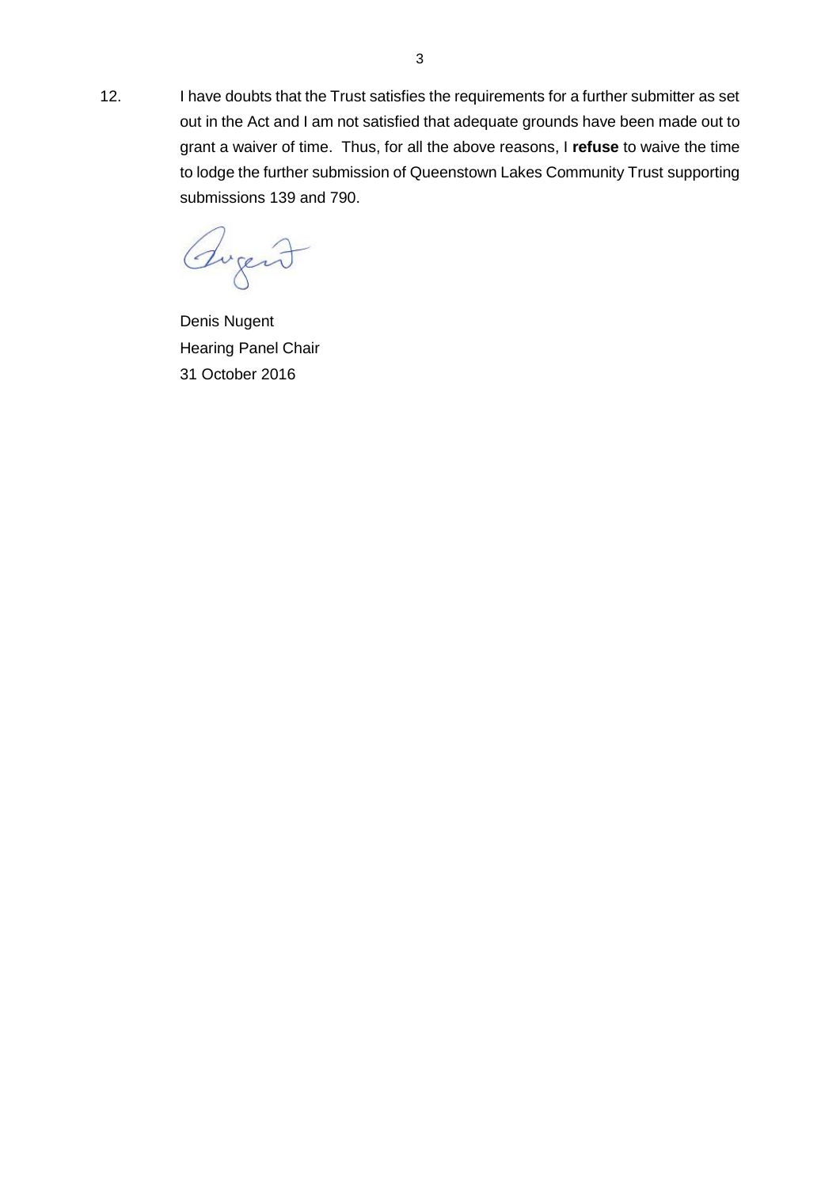12. I have doubts that the Trust satisfies the requirements for a further submitter as set out in the Act and I am not satisfied that adequate grounds have been made out to grant a waiver of time. Thus, for all the above reasons, I **refuse** to waive the time to lodge the further submission of Queenstown Lakes Community Trust supporting submissions 139 and 790.

Denis Nugent
Hearing Panel Chair
31 October 2016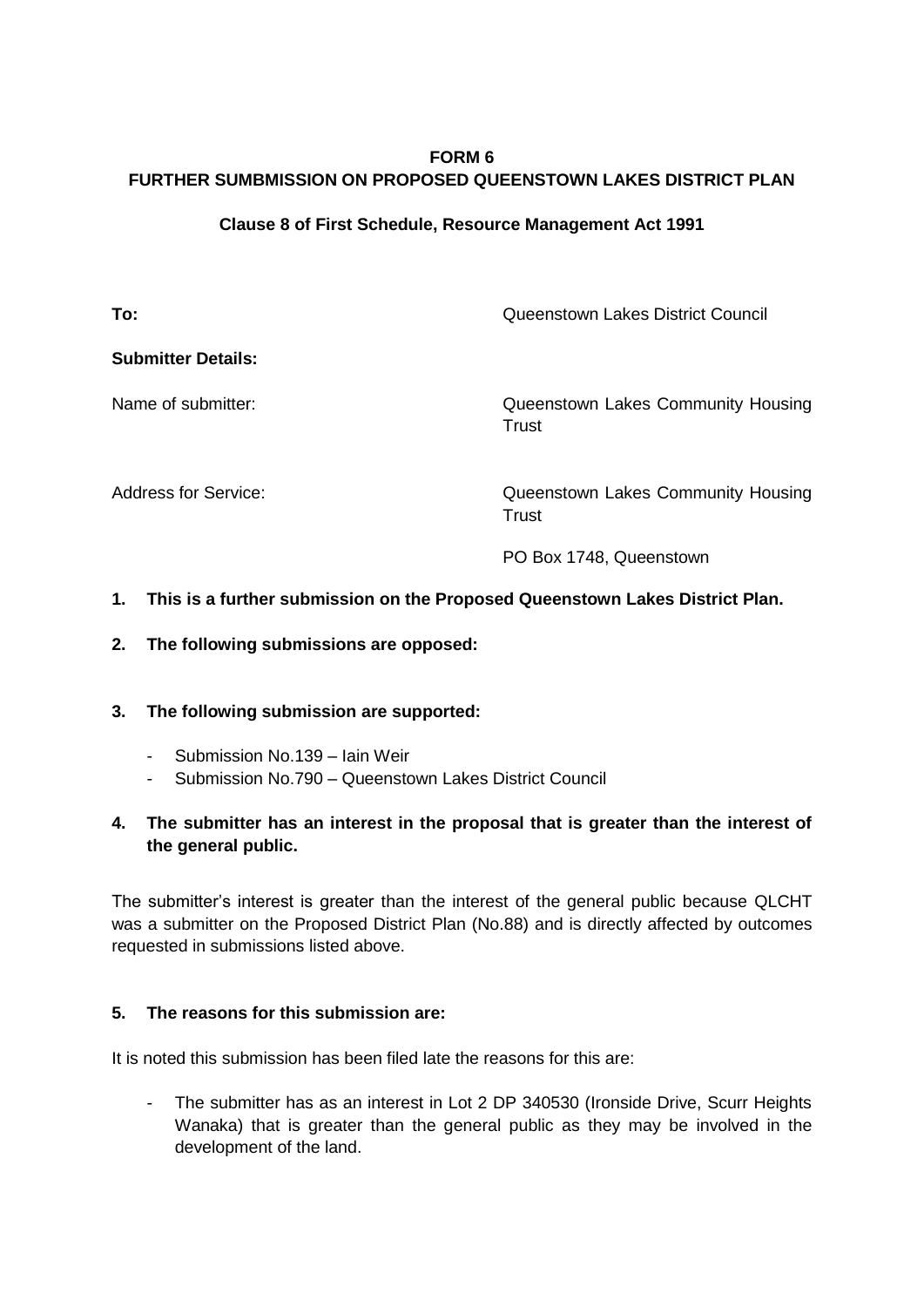**FORM 6**
**FURTHER SUMBMISSION ON PROPOSED QUEENSTOWN LAKES DISTRICT PLAN**

**Clause 8 of First Schedule, Resource Management Act 1991**

**To:** Queenstown Lakes District Council

**Submitter Details:**

Name of submitter: Queenstown Lakes Community Housing Trust

Address for Service: Queenstown Lakes Community Housing Trust

PO Box 1748, Queenstown

**1. This is a further submission on the Proposed Queenstown Lakes District Plan.**

**2. The following submissions are opposed:**

**3. The following submission are supported:**

- Submission No.139 – Iain Weir
- Submission No.790 – Queenstown Lakes District Council

**4. The submitter has an interest in the proposal that is greater than the interest of the general public.**

The submitter's interest is greater than the interest of the general public because QLCHT was a submitter on the Proposed District Plan (No.88) and is directly affected by outcomes requested in submissions listed above.

**5. The reasons for this submission are:**

It is noted this submission has been filed late the reasons for this are:

- The submitter has as an interest in Lot 2 DP 340530 (Ironside Drive, Scurr Heights Wanaka) that is greater than the general public as they may be involved in the development of the land.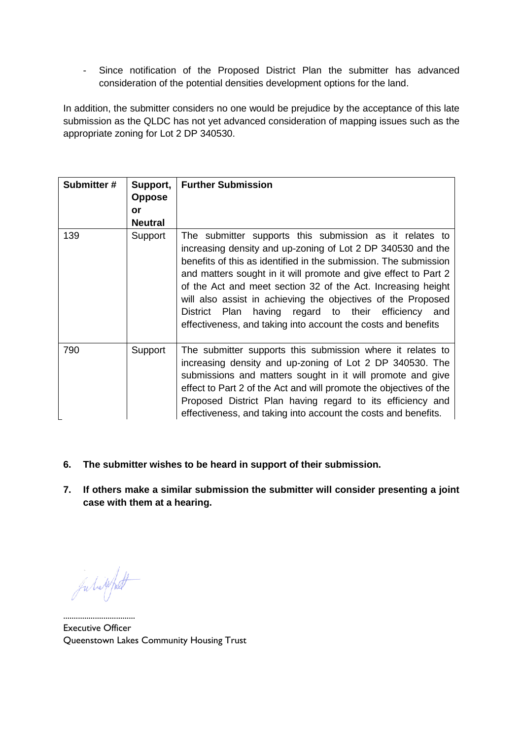- Since notification of the Proposed District Plan the submitter has advanced consideration of the potential densities development options for the land.

In addition, the submitter considers no one would be prejudice by the acceptance of this late submission as the QLDC has not yet advanced consideration of mapping issues such as the appropriate zoning for Lot 2 DP 340530.

| **Submitter #** | **Support, Oppose or Neutral** | **Further Submission** |
|---|---|---|
| 139 | Support | The submitter supports this submission as it relates to increasing density and up-zoning of Lot 2 DP 340530 and the benefits of this as identified in the submission. The submission and matters sought in it will promote and give effect to Part 2 of the Act and meet section 32 of the Act. Increasing height will also assist in achieving the objectives of the Proposed District Plan having regard to their efficiency and effectiveness, and taking into account the costs and benefits |
| 790 | Support | The submitter supports this submission where it relates to increasing density and up-zoning of Lot 2 DP 340530. The submissions and matters sought in it will promote and give effect to Part 2 of the Act and will promote the objectives of the Proposed District Plan having regard to its efficiency and effectiveness, and taking into account the costs and benefits. |

**6. The submitter wishes to be heard in support of their submission.**

**7. If others make a similar submission the submitter will consider presenting a joint case with them at a hearing.**

.................................

Executive Officer
Queenstown Lakes Community Housing Trust